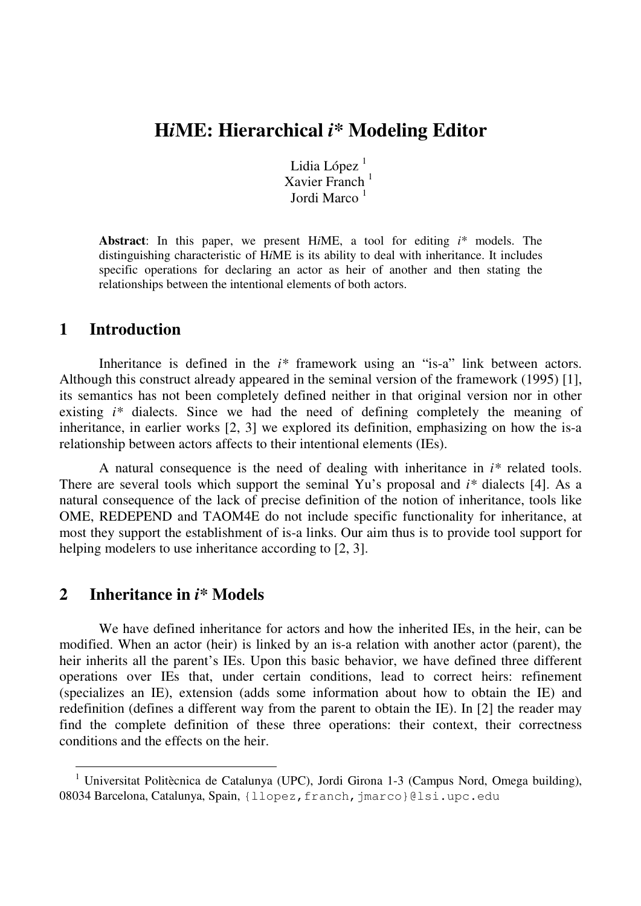# H*i*ME: Hierarchical *i** Modeling Editor

Lidia López [1]
Xavier Franch [1]
Jordi Marco [1]

**Abstract**: In this paper, we present H*i*ME, a tool for editing *i** models. The distinguishing characteristic of H*i*ME is its ability to deal with inheritance. It includes specific operations for declaring an actor as heir of another and then stating the relationships between the intentional elements of both actors.

## 1 Introduction

Inheritance is defined in the *i** framework using an "is-a" link between actors. Although this construct already appeared in the seminal version of the framework (1995) [1], its semantics has not been completely defined neither in that original version nor in other existing *i** dialects. Since we had the need of defining completely the meaning of inheritance, in earlier works [2, 3] we explored its definition, emphasizing on how the is-a relationship between actors affects to their intentional elements (IEs).

A natural consequence is the need of dealing with inheritance in *i** related tools. There are several tools which support the seminal Yu's proposal and *i** dialects [4]. As a natural consequence of the lack of precise definition of the notion of inheritance, tools like OME, REDEPEND and TAOM4E do not include specific functionality for inheritance, at most they support the establishment of is-a links. Our aim thus is to provide tool support for helping modelers to use inheritance according to [2, 3].

## 2 Inheritance in *i** Models

We have defined inheritance for actors and how the inherited IEs, in the heir, can be modified. When an actor (heir) is linked by an is-a relation with another actor (parent), the heir inherits all the parent's IEs. Upon this basic behavior, we have defined three different operations over IEs that, under certain conditions, lead to correct heirs: refinement (specializes an IE), extension (adds some information about how to obtain the IE) and redefinition (defines a different way from the parent to obtain the IE). In [2] the reader may find the complete definition of these three operations: their context, their correctness conditions and the effects on the heir.

[1] Universitat Politècnica de Catalunya (UPC), Jordi Girona 1-3 (Campus Nord, Omega building), 08034 Barcelona, Catalunya, Spain, {llopez,franch,jmarco}@lsi.upc.edu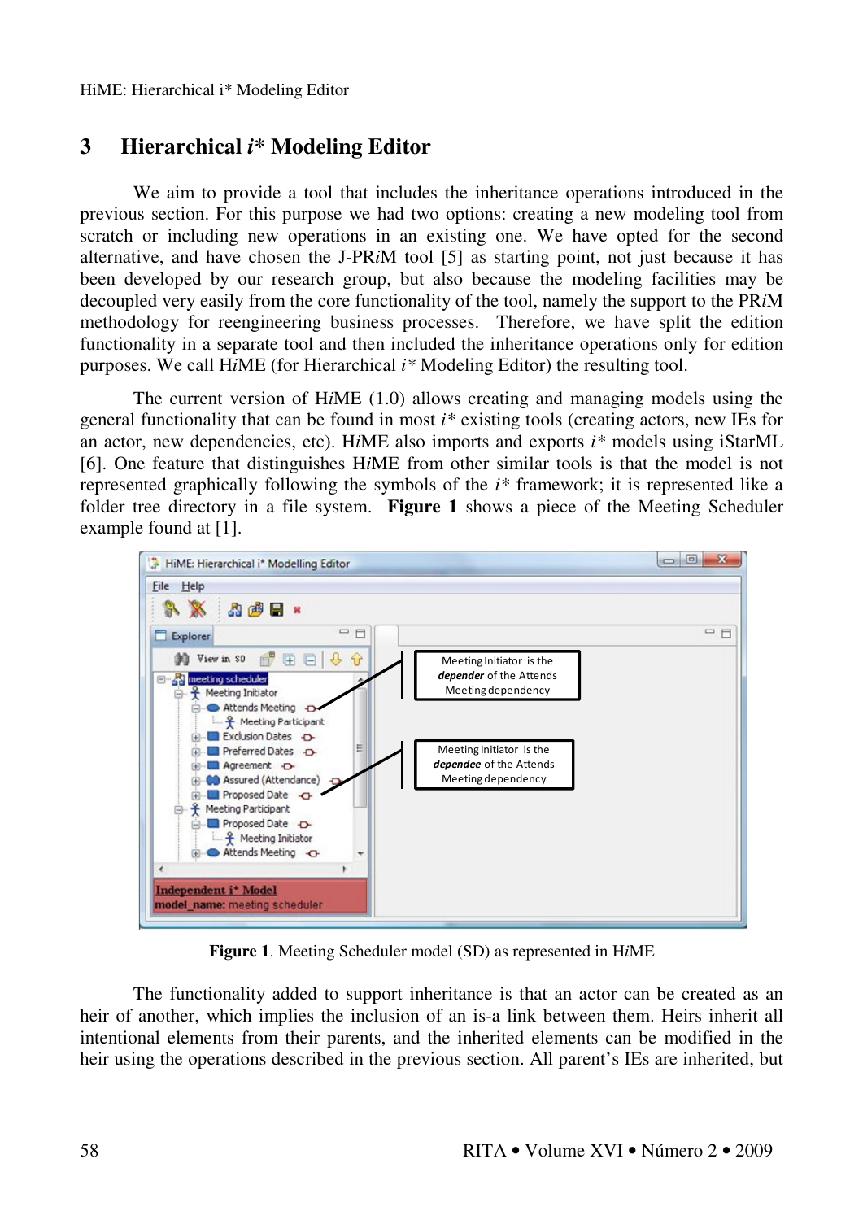## 3 Hierarchical *i** Modeling Editor

We aim to provide a tool that includes the inheritance operations introduced in the previous section. For this purpose we had two options: creating a new modeling tool from scratch or including new operations in an existing one. We have opted for the second alternative, and have chosen the J-PR*i*M tool [5] as starting point, not just because it has been developed by our research group, but also because the modeling facilities may be decoupled very easily from the core functionality of the tool, namely the support to the PR*i*M methodology for reengineering business processes. Therefore, we have split the edition functionality in a separate tool and then included the inheritance operations only for edition purposes. We call H*i*ME (for Hierarchical *i** Modeling Editor) the resulting tool.

The current version of H*i*ME (1.0) allows creating and managing models using the general functionality that can be found in most *i** existing tools (creating actors, new IEs for an actor, new dependencies, etc). H*i*ME also imports and exports *i** models using iStarML [6]. One feature that distinguishes H*i*ME from other similar tools is that the model is not represented graphically following the symbols of the *i** framework; it is represented like a folder tree directory in a file system. **Figure 1** shows a piece of the Meeting Scheduler example found at [1].

**Figure 1**. Meeting Scheduler model (SD) as represented in H*i*ME

The functionality added to support inheritance is that an actor can be created as an heir of another, which implies the inclusion of an is-a link between them. Heirs inherit all intentional elements from their parents, and the inherited elements can be modified in the heir using the operations described in the previous section. All parent's IEs are inherited, but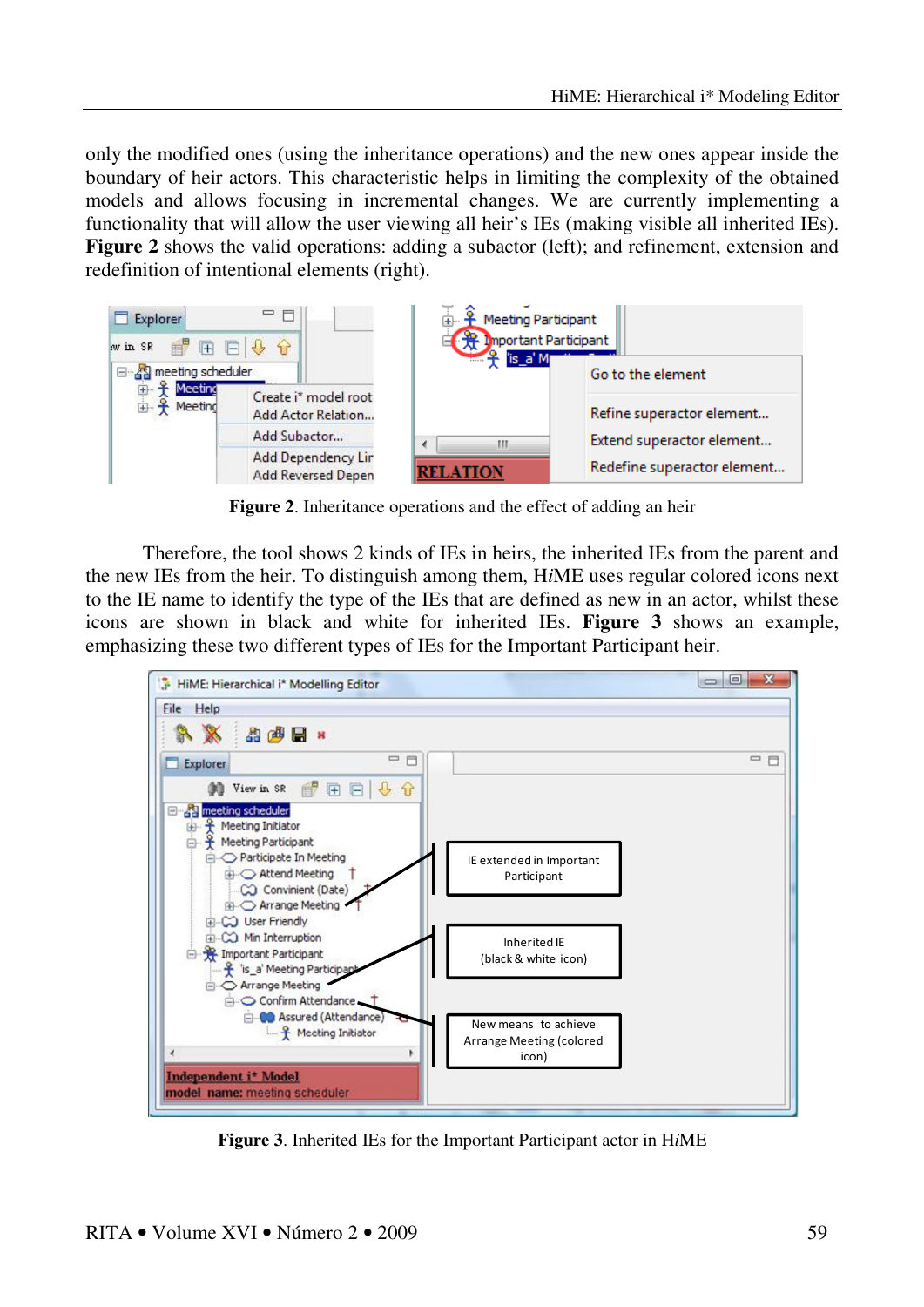only the modified ones (using the inheritance operations) and the new ones appear inside the boundary of heir actors. This characteristic helps in limiting the complexity of the obtained models and allows focusing in incremental changes. We are currently implementing a functionality that will allow the user viewing all heir's IEs (making visible all inherited IEs). **Figure 2** shows the valid operations: adding a subactor (left); and refinement, extension and redefinition of intentional elements (right).

**Figure 2**. Inheritance operations and the effect of adding an heir

Therefore, the tool shows 2 kinds of IEs in heirs, the inherited IEs from the parent and the new IEs from the heir. To distinguish among them, H*i*ME uses regular colored icons next to the IE name to identify the type of the IEs that are defined as new in an actor, whilst these icons are shown in black and white for inherited IEs. **Figure 3** shows an example, emphasizing these two different types of IEs for the Important Participant heir.

**Figure 3**. Inherited IEs for the Important Participant actor in H*i*ME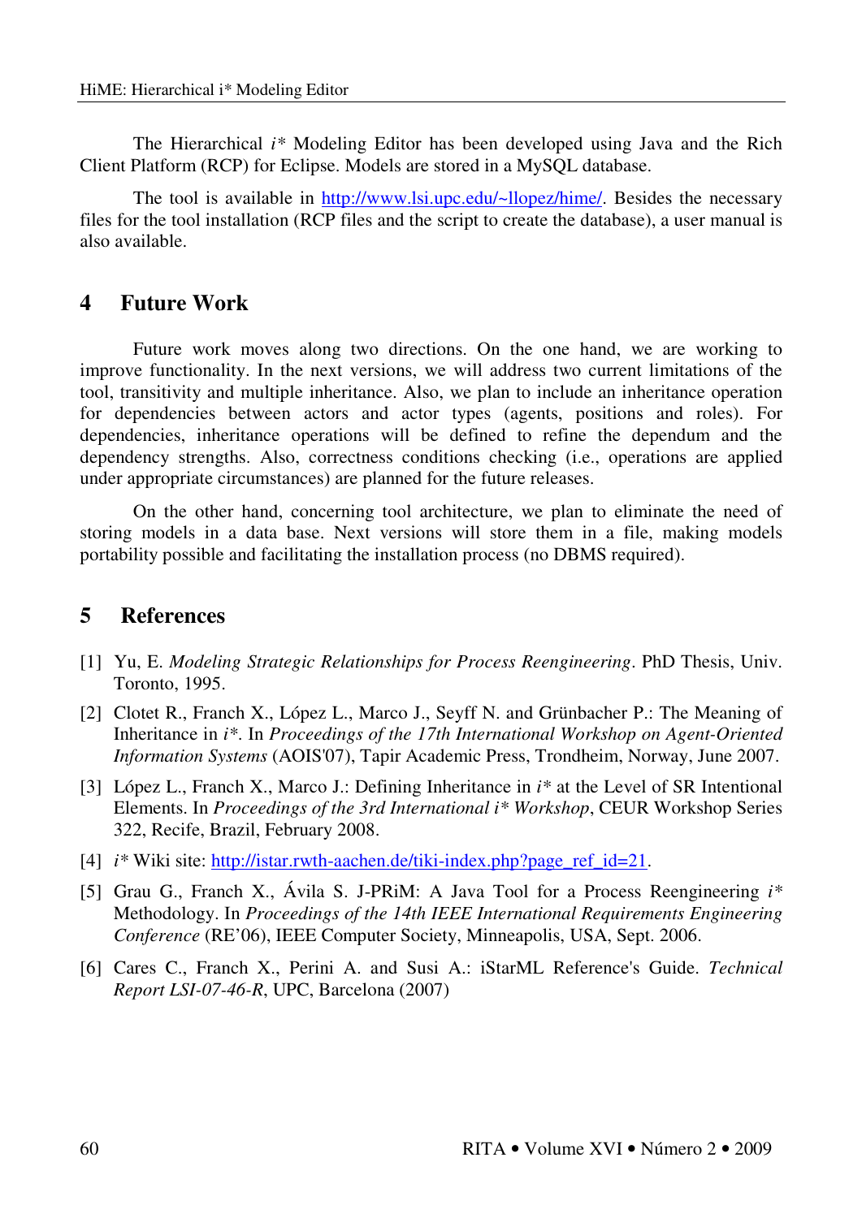The Hierarchical *i\** Modeling Editor has been developed using Java and the Rich Client Platform (RCP) for Eclipse. Models are stored in a MySQL database.

The tool is available in http://www.lsi.upc.edu/~llopez/hime/. Besides the necessary files for the tool installation (RCP files and the script to create the database), a user manual is also available.

## 4 Future Work

Future work moves along two directions. On the one hand, we are working to improve functionality. In the next versions, we will address two current limitations of the tool, transitivity and multiple inheritance. Also, we plan to include an inheritance operation for dependencies between actors and actor types (agents, positions and roles). For dependencies, inheritance operations will be defined to refine the dependum and the dependency strengths. Also, correctness conditions checking (i.e., operations are applied under appropriate circumstances) are planned for the future releases.

On the other hand, concerning tool architecture, we plan to eliminate the need of storing models in a data base. Next versions will store them in a file, making models portability possible and facilitating the installation process (no DBMS required).

## 5 References

[1] Yu, E. *Modeling Strategic Relationships for Process Reengineering*. PhD Thesis, Univ. Toronto, 1995.

[2] Clotet R., Franch X., López L., Marco J., Seyff N. and Grünbacher P.: The Meaning of Inheritance in *i\**. In *Proceedings of the 17th International Workshop on Agent-Oriented Information Systems* (AOIS'07), Tapir Academic Press, Trondheim, Norway, June 2007.

[3] López L., Franch X., Marco J.: Defining Inheritance in *i\** at the Level of SR Intentional Elements. In *Proceedings of the 3rd International i\* Workshop*, CEUR Workshop Series 322, Recife, Brazil, February 2008.

[4] *i\** Wiki site: http://istar.rwth-aachen.de/tiki-index.php?page_ref_id=21.

[5] Grau G., Franch X., Ávila S. J-PRiM: A Java Tool for a Process Reengineering *i\** Methodology. In *Proceedings of the 14th IEEE International Requirements Engineering Conference* (RE'06), IEEE Computer Society, Minneapolis, USA, Sept. 2006.

[6] Cares C., Franch X., Perini A. and Susi A.: iStarML Reference's Guide. *Technical Report LSI-07-46-R*, UPC, Barcelona (2007)